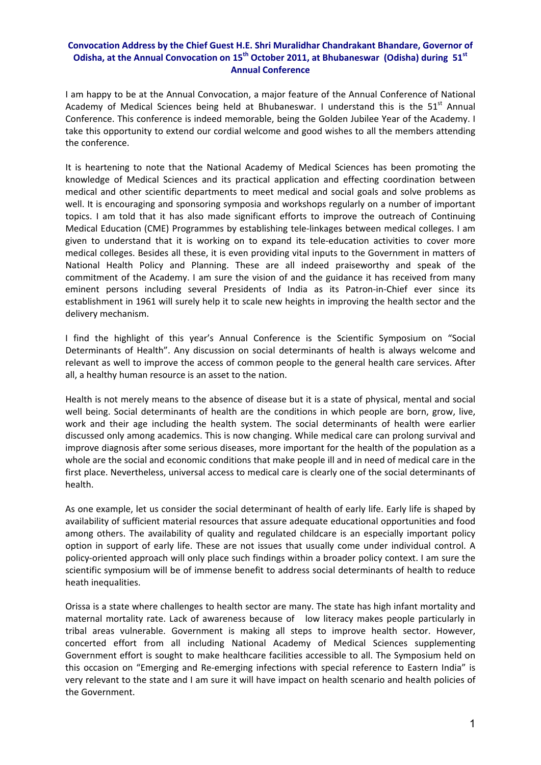**Convocation Address by the Chief Guest H.E. Shri Muralidhar Chandrakant Bhandare, Governor of Odisha, at the Annual Convocation on 15th October 2011, at Bhubaneswar (Odisha) during 51st Annual Conference**

I am happy to be at the Annual Convocation, a major feature of the Annual Conference of National Academy of Medical Sciences being held at Bhubaneswar. I understand this is the 51st Annual Conference. This conference is indeed memorable, being the Golden Jubilee Year of the Academy. I take this opportunity to extend our cordial welcome and good wishes to all the members attending the conference.

It is heartening to note that the National Academy of Medical Sciences has been promoting the knowledge of Medical Sciences and its practical application and effecting coordination between medical and other scientific departments to meet medical and social goals and solve problems as well. It is encouraging and sponsoring symposia and workshops regularly on a number of important topics. I am told that it has also made significant efforts to improve the outreach of Continuing Medical Education (CME) Programmes by establishing tele-linkages between medical colleges. I am given to understand that it is working on to expand its tele-education activities to cover more medical colleges. Besides all these, it is even providing vital inputs to the Government in matters of National Health Policy and Planning. These are all indeed praiseworthy and speak of the commitment of the Academy. I am sure the vision of and the guidance it has received from many eminent persons including several Presidents of India as its Patron-in-Chief ever since its establishment in 1961 will surely help it to scale new heights in improving the health sector and the delivery mechanism.

I find the highlight of this year's Annual Conference is the Scientific Symposium on "Social Determinants of Health". Any discussion on social determinants of health is always welcome and relevant as well to improve the access of common people to the general health care services. After all, a healthy human resource is an asset to the nation.

Health is not merely means to the absence of disease but it is a state of physical, mental and social well being. Social determinants of health are the conditions in which people are born, grow, live, work and their age including the health system. The social determinants of health were earlier discussed only among academics. This is now changing. While medical care can prolong survival and improve diagnosis after some serious diseases, more important for the health of the population as a whole are the social and economic conditions that make people ill and in need of medical care in the first place. Nevertheless, universal access to medical care is clearly one of the social determinants of health.

As one example, let us consider the social determinant of health of early life. Early life is shaped by availability of sufficient material resources that assure adequate educational opportunities and food among others. The availability of quality and regulated childcare is an especially important policy option in support of early life. These are not issues that usually come under individual control. A policy-oriented approach will only place such findings within a broader policy context. I am sure the scientific symposium will be of immense benefit to address social determinants of health to reduce heath inequalities.

Orissa is a state where challenges to health sector are many. The state has high infant mortality and maternal mortality rate. Lack of awareness because of low literacy makes people particularly in tribal areas vulnerable. Government is making all steps to improve health sector. However, concerted effort from all including National Academy of Medical Sciences supplementing Government effort is sought to make healthcare facilities accessible to all. The Symposium held on this occasion on "Emerging and Re-emerging infections with special reference to Eastern India" is very relevant to the state and I am sure it will have impact on health scenario and health policies of the Government.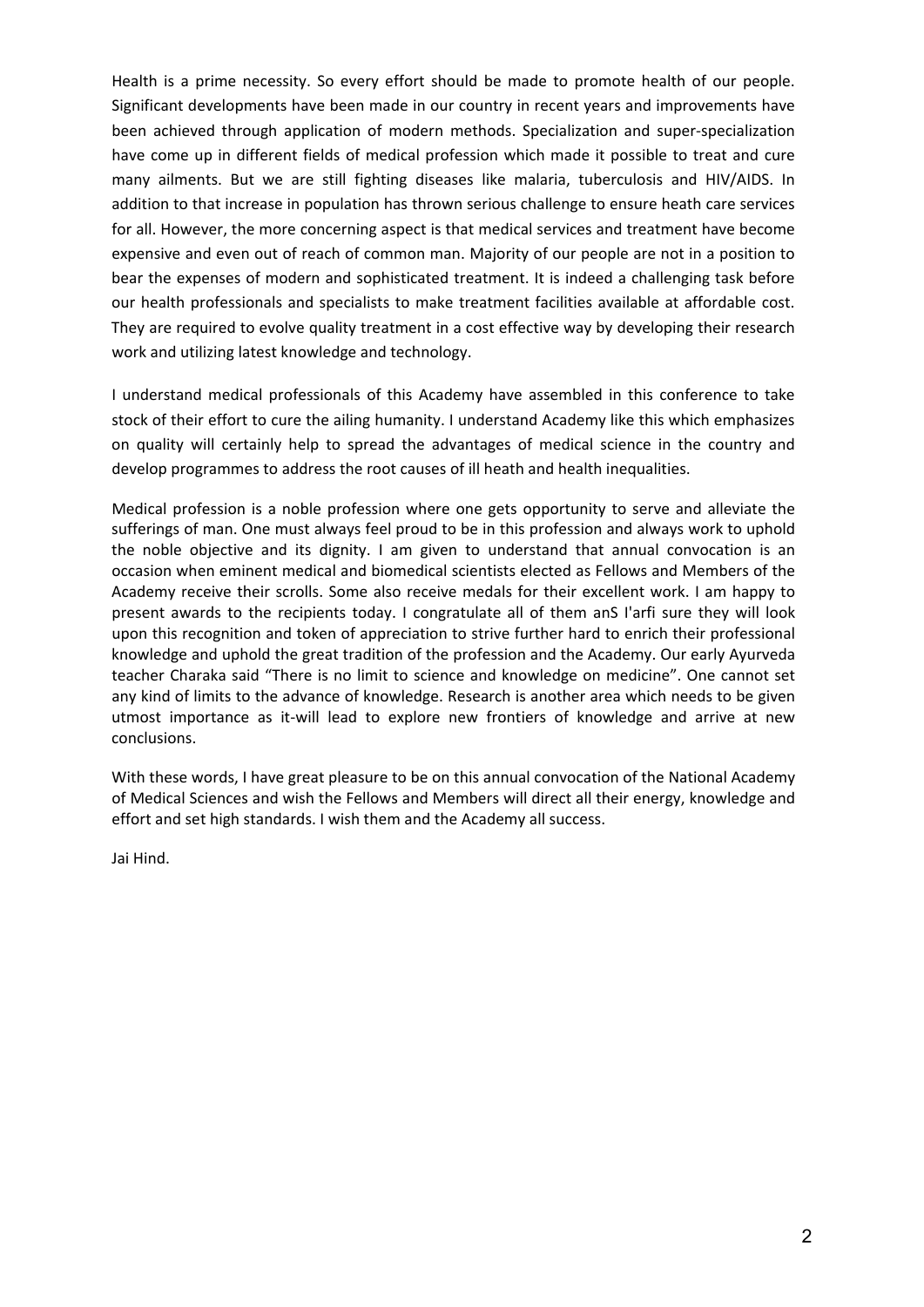Health is a prime necessity. So every effort should be made to promote health of our people. Significant developments have been made in our country in recent years and improvements have been achieved through application of modern methods. Specialization and super-specialization have come up in different fields of medical profession which made it possible to treat and cure many ailments. But we are still fighting diseases like malaria, tuberculosis and HIV/AIDS. In addition to that increase in population has thrown serious challenge to ensure heath care services for all. However, the more concerning aspect is that medical services and treatment have become expensive and even out of reach of common man. Majority of our people are not in a position to bear the expenses of modern and sophisticated treatment. It is indeed a challenging task before our health professionals and specialists to make treatment facilities available at affordable cost. They are required to evolve quality treatment in a cost effective way by developing their research work and utilizing latest knowledge and technology.

I understand medical professionals of this Academy have assembled in this conference to take stock of their effort to cure the ailing humanity. I understand Academy like this which emphasizes on quality will certainly help to spread the advantages of medical science in the country and develop programmes to address the root causes of ill heath and health inequalities.

Medical profession is a noble profession where one gets opportunity to serve and alleviate the sufferings of man. One must always feel proud to be in this profession and always work to uphold the noble objective and its dignity. I am given to understand that annual convocation is an occasion when eminent medical and biomedical scientists elected as Fellows and Members of the Academy receive their scrolls. Some also receive medals for their excellent work. I am happy to present awards to the recipients today. I congratulate all of them anS I'arfi sure they will look upon this recognition and token of appreciation to strive further hard to enrich their professional knowledge and uphold the great tradition of the profession and the Academy. Our early Ayurveda teacher Charaka said "There is no limit to science and knowledge on medicine". One cannot set any kind of limits to the advance of knowledge. Research is another area which needs to be given utmost importance as it-will lead to explore new frontiers of knowledge and arrive at new conclusions.

With these words, I have great pleasure to be on this annual convocation of the National Academy of Medical Sciences and wish the Fellows and Members will direct all their energy, knowledge and effort and set high standards. I wish them and the Academy all success.

Jai Hind.